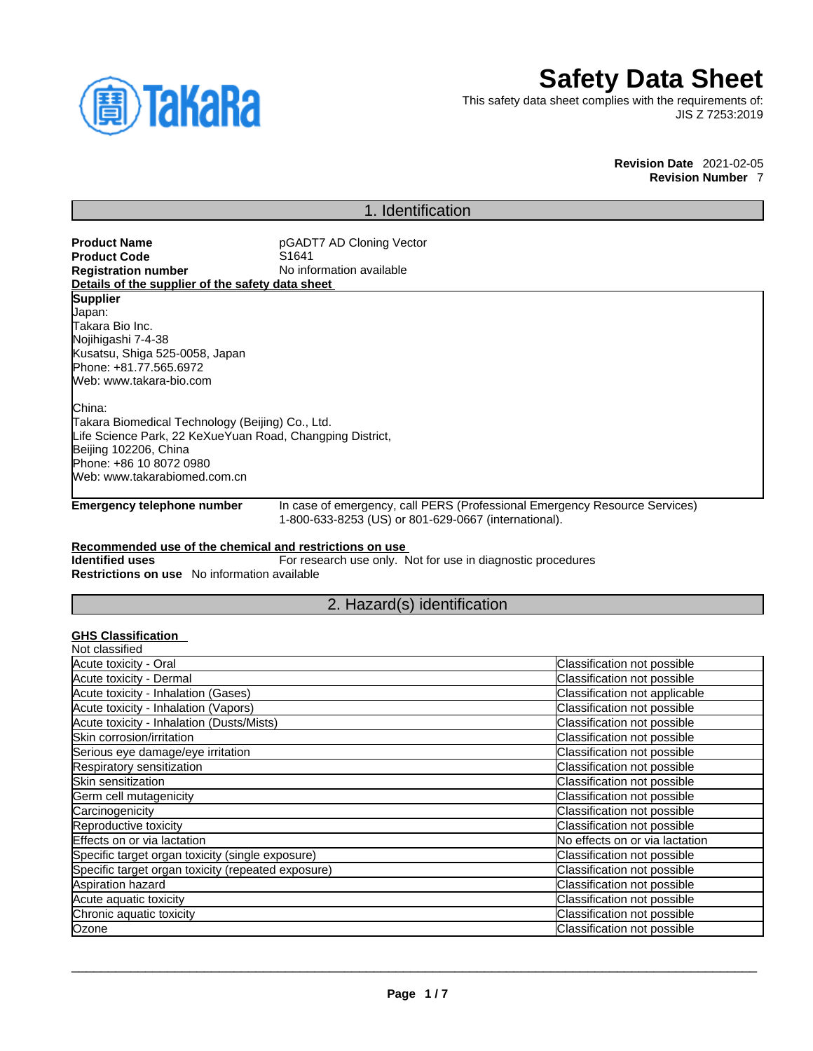# Safety Data Sheet

This safety data sheet complies with the requirements of:
JIS Z 7253:2019

**Revision Date** 2021-02-05
**Revision Number** 7

## 1. Identification

**Product Name** pGADT7 AD Cloning Vector
**Product Code** S1641
**Registration number** No information available

**Details of the supplier of the safety data sheet**

**Supplier**
Japan:
Takara Bio Inc.
Nojihigashi 7-4-38
Kusatsu, Shiga 525-0058, Japan
Phone: +81.77.565.6972
Web: www.takara-bio.com

China:
Takara Biomedical Technology (Beijing) Co., Ltd.
Life Science Park, 22 KeXueYuan Road, Changping District,
Beijing 102206, China
Phone: +86 10 8072 0980
Web: www.takarabiomed.com.cn

**Emergency telephone number** In case of emergency, call PERS (Professional Emergency Resource Services) 1-800-633-8253 (US) or 801-629-0667 (international).

**Recommended use of the chemical and restrictions on use**
**Identified uses** For research use only. Not for use in diagnostic procedures
**Restrictions on use** No information available

## 2. Hazard(s) identification

**GHS Classification**
Not classified

| | |
|---|---|
| Acute toxicity - Oral | Classification not possible |
| Acute toxicity - Dermal | Classification not possible |
| Acute toxicity - Inhalation (Gases) | Classification not applicable |
| Acute toxicity - Inhalation (Vapors) | Classification not possible |
| Acute toxicity - Inhalation (Dusts/Mists) | Classification not possible |
| Skin corrosion/irritation | Classification not possible |
| Serious eye damage/eye irritation | Classification not possible |
| Respiratory sensitization | Classification not possible |
| Skin sensitization | Classification not possible |
| Germ cell mutagenicity | Classification not possible |
| Carcinogenicity | Classification not possible |
| Reproductive toxicity | Classification not possible |
| Effects on or via lactation | No effects on or via lactation |
| Specific target organ toxicity (single exposure) | Classification not possible |
| Specific target organ toxicity (repeated exposure) | Classification not possible |
| Aspiration hazard | Classification not possible |
| Acute aquatic toxicity | Classification not possible |
| Chronic aquatic toxicity | Classification not possible |
| Ozone | Classification not possible |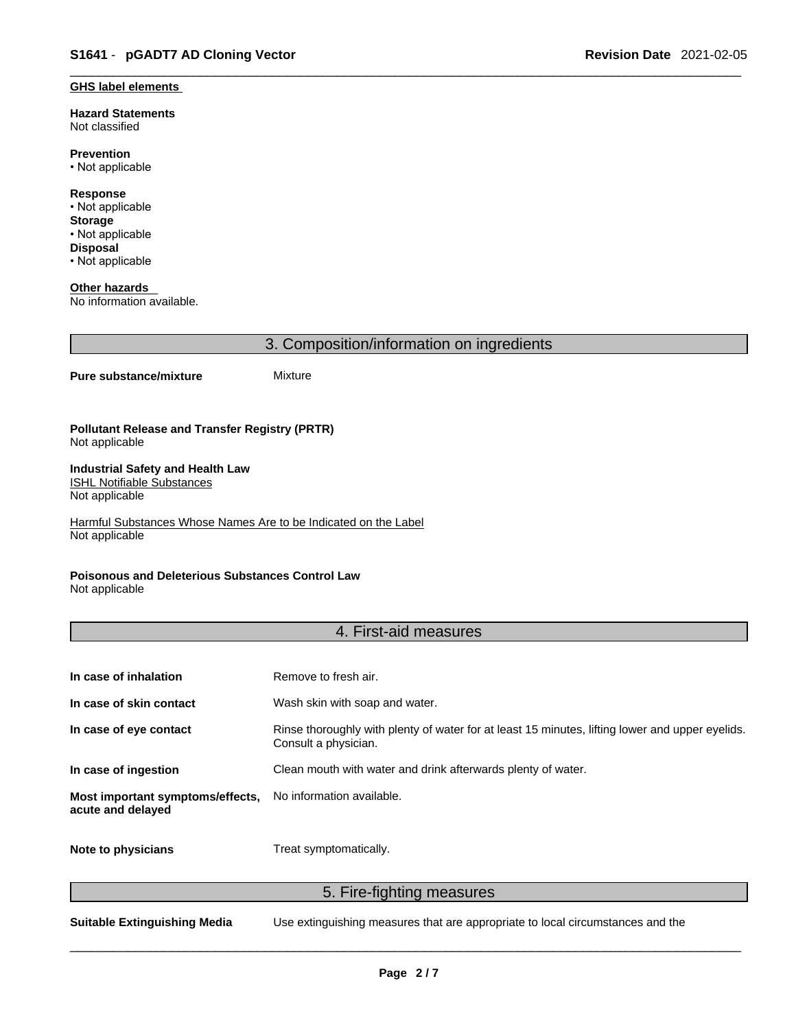**GHS label elements**

**Hazard Statements**
Not classified

**Prevention**
• Not applicable

**Response**
• Not applicable

**Storage**
• Not applicable

**Disposal**
• Not applicable

**Other hazards**
No information available.

## 3. Composition/information on ingredients

**Pure substance/mixture** Mixture

**Pollutant Release and Transfer Registry (PRTR)**
Not applicable

**Industrial Safety and Health Law**
ISHL Notifiable Substances
Not applicable

Harmful Substances Whose Names Are to be Indicated on the Label
Not applicable

**Poisonous and Deleterious Substances Control Law**
Not applicable

## 4. First-aid measures

| | |
|---|---|
| **In case of inhalation** | Remove to fresh air. |
| **In case of skin contact** | Wash skin with soap and water. |
| **In case of eye contact** | Rinse thoroughly with plenty of water for at least 15 minutes, lifting lower and upper eyelids. Consult a physician. |
| **In case of ingestion** | Clean mouth with water and drink afterwards plenty of water. |
| **Most important symptoms/effects, acute and delayed** | No information available. |
| **Note to physicians** | Treat symptomatically. |

## 5. Fire-fighting measures

**Suitable Extinguishing Media** Use extinguishing measures that are appropriate to local circumstances and the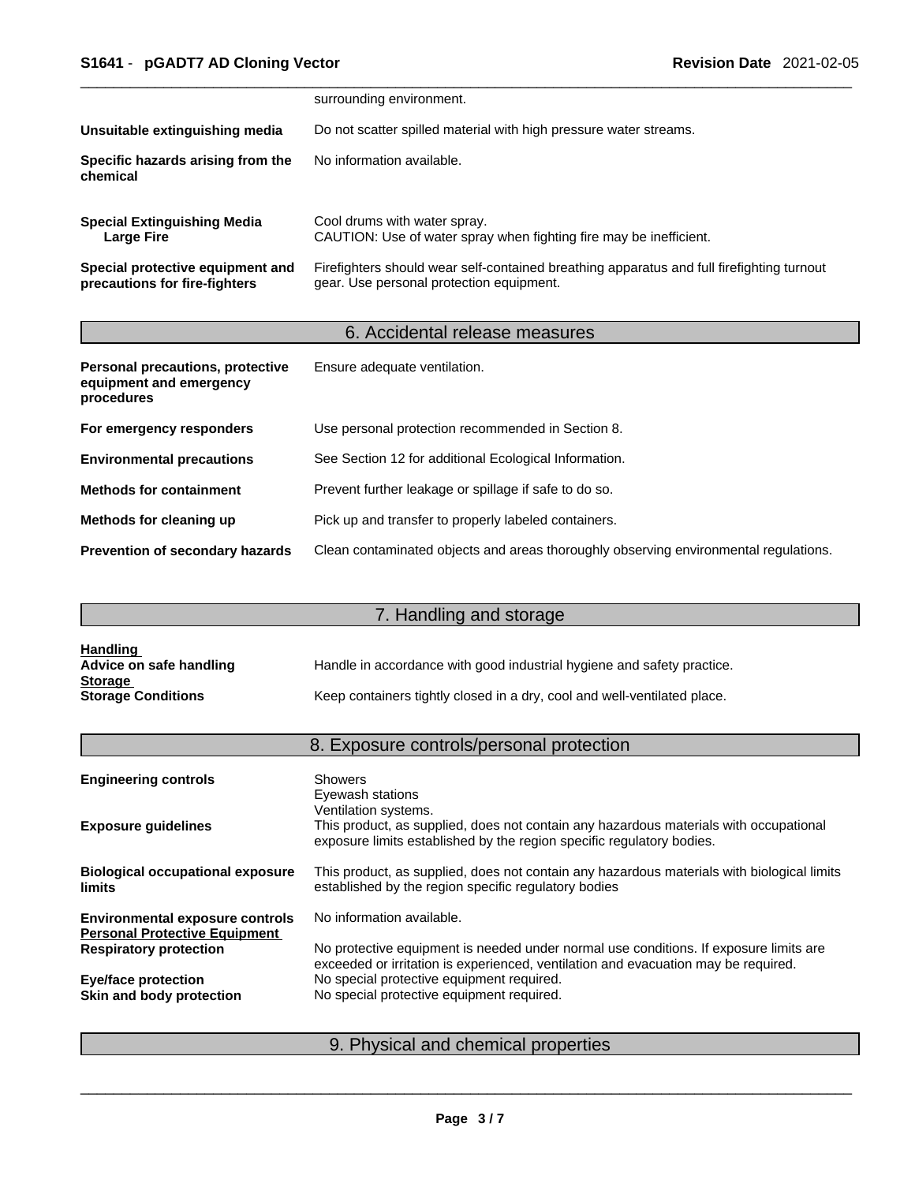| | |
|---|---|
| | surrounding environment. |
| **Unsuitable extinguishing media** | Do not scatter spilled material with high pressure water streams. |
| **Specific hazards arising from the chemical** | No information available. |
| **Special Extinguishing Media**<br>**Large Fire** | Cool drums with water spray.<br>CAUTION: Use of water spray when fighting fire may be inefficient. |
| **Special protective equipment and precautions for fire-fighters** | Firefighters should wear self-contained breathing apparatus and full firefighting turnout gear. Use personal protection equipment. |

## 6. Accidental release measures

| | |
|---|---|
| **Personal precautions, protective equipment and emergency procedures** | Ensure adequate ventilation. |
| **For emergency responders** | Use personal protection recommended in Section 8. |
| **Environmental precautions** | See Section 12 for additional Ecological Information. |
| **Methods for containment** | Prevent further leakage or spillage if safe to do so. |
| **Methods for cleaning up** | Pick up and transfer to properly labeled containers. |
| **Prevention of secondary hazards** | Clean contaminated objects and areas thoroughly observing environmental regulations. |

## 7. Handling and storage

**Handling**

| | |
|---|---|
| **Advice on safe handling** | Handle in accordance with good industrial hygiene and safety practice. |

**Storage**

| | |
|---|---|
| **Storage Conditions** | Keep containers tightly closed in a dry, cool and well-ventilated place. |

## 8. Exposure controls/personal protection

| | |
|---|---|
| **Engineering controls** | Showers<br>Eyewash stations<br>Ventilation systems. |
| **Exposure guidelines** | This product, as supplied, does not contain any hazardous materials with occupational exposure limits established by the region specific regulatory bodies. |
| **Biological occupational exposure limits** | This product, as supplied, does not contain any hazardous materials with biological limits established by the region specific regulatory bodies |
| **Environmental exposure controls** | No information available. |

**Personal Protective Equipment**

| | |
|---|---|
| **Respiratory protection** | No protective equipment is needed under normal use conditions. If exposure limits are exceeded or irritation is experienced, ventilation and evacuation may be required. |
| **Eye/face protection** | No special protective equipment required. |
| **Skin and body protection** | No special protective equipment required. |

## 9. Physical and chemical properties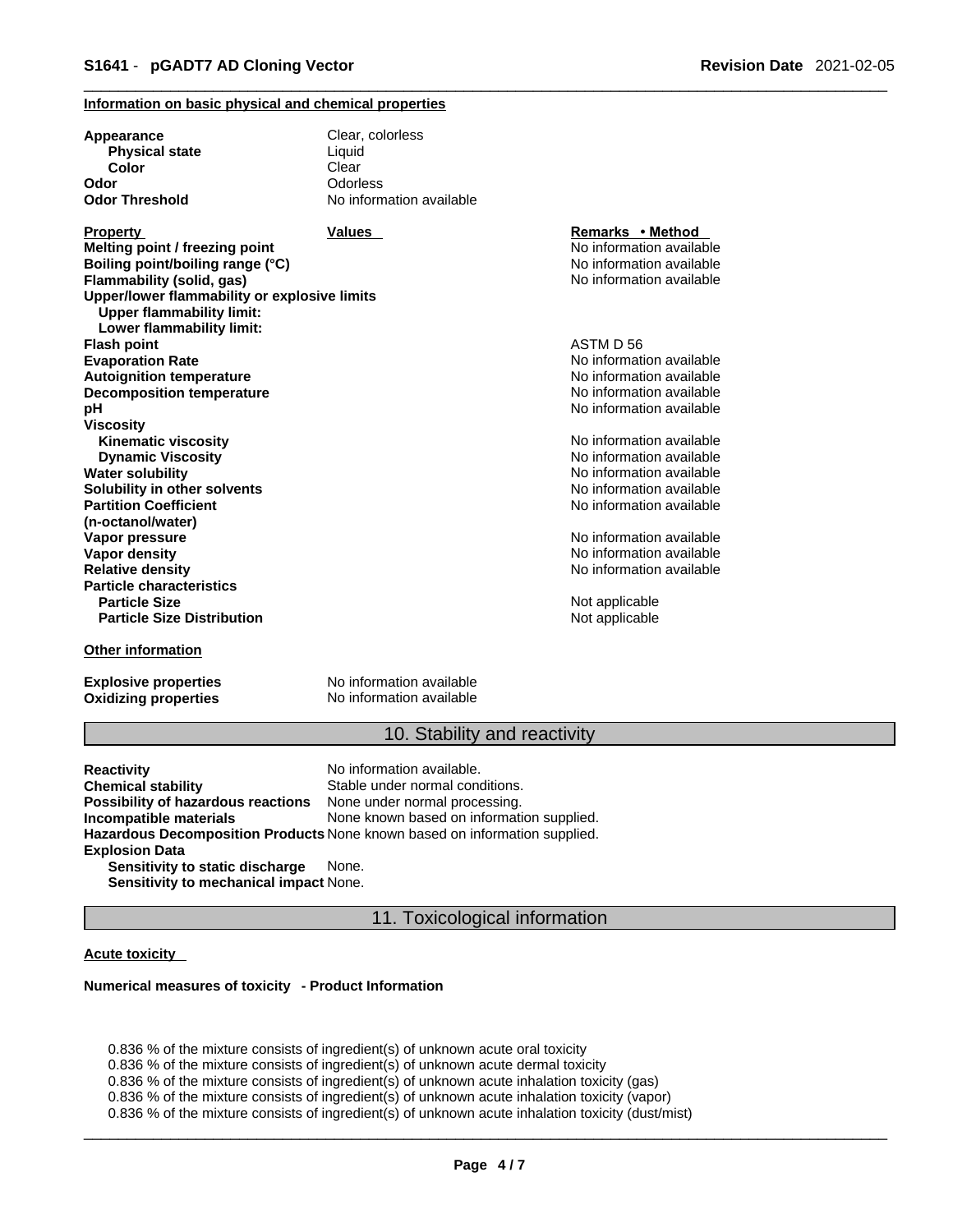**Information on basic physical and chemical properties**

| | |
|---|---|
| **Appearance** | Clear, colorless |
| **Physical state** | Liquid |
| **Color** | Clear |
| **Odor** | Odorless |
| **Odor Threshold** | No information available |

| **Property** | **Values** | **Remarks • Method** |
|---|---|---|
| **Melting point / freezing point** | | No information available |
| **Boiling point/boiling range (°C)** | | No information available |
| **Flammability (solid, gas)** | | No information available |
| **Upper/lower flammability or explosive limits** | | |
| **Upper flammability limit:** | | |
| **Lower flammability limit:** | | |
| **Flash point** | | ASTM D 56 |
| **Evaporation Rate** | | No information available |
| **Autoignition temperature** | | No information available |
| **Decomposition temperature** | | No information available |
| **pH** | | No information available |
| **Viscosity** | | |
| **Kinematic viscosity** | | No information available |
| **Dynamic Viscosity** | | No information available |
| **Water solubility** | | No information available |
| **Solubility in other solvents** | | No information available |
| **Partition Coefficient (n-octanol/water)** | | No information available |
| **Vapor pressure** | | No information available |
| **Vapor density** | | No information available |
| **Relative density** | | No information available |
| **Particle characteristics** | | |
| **Particle Size** | | Not applicable |
| **Particle Size Distribution** | | Not applicable |

**Other information**

| | |
|---|---|
| **Explosive properties** | No information available |
| **Oxidizing properties** | No information available |

## 10. Stability and reactivity

| | |
|---|---|
| **Reactivity** | No information available. |
| **Chemical stability** | Stable under normal conditions. |
| **Possibility of hazardous reactions** | None under normal processing. |
| **Incompatible materials** | None known based on information supplied. |
| **Hazardous Decomposition Products** | None known based on information supplied. |
| **Explosion Data** | |
| **Sensitivity to static discharge** | None. |
| **Sensitivity to mechanical impact** | None. |

## 11. Toxicological information

**Acute toxicity**

**Numerical measures of toxicity - Product Information**

0.836 % of the mixture consists of ingredient(s) of unknown acute oral toxicity
0.836 % of the mixture consists of ingredient(s) of unknown acute dermal toxicity
0.836 % of the mixture consists of ingredient(s) of unknown acute inhalation toxicity (gas)
0.836 % of the mixture consists of ingredient(s) of unknown acute inhalation toxicity (vapor)
0.836 % of the mixture consists of ingredient(s) of unknown acute inhalation toxicity (dust/mist)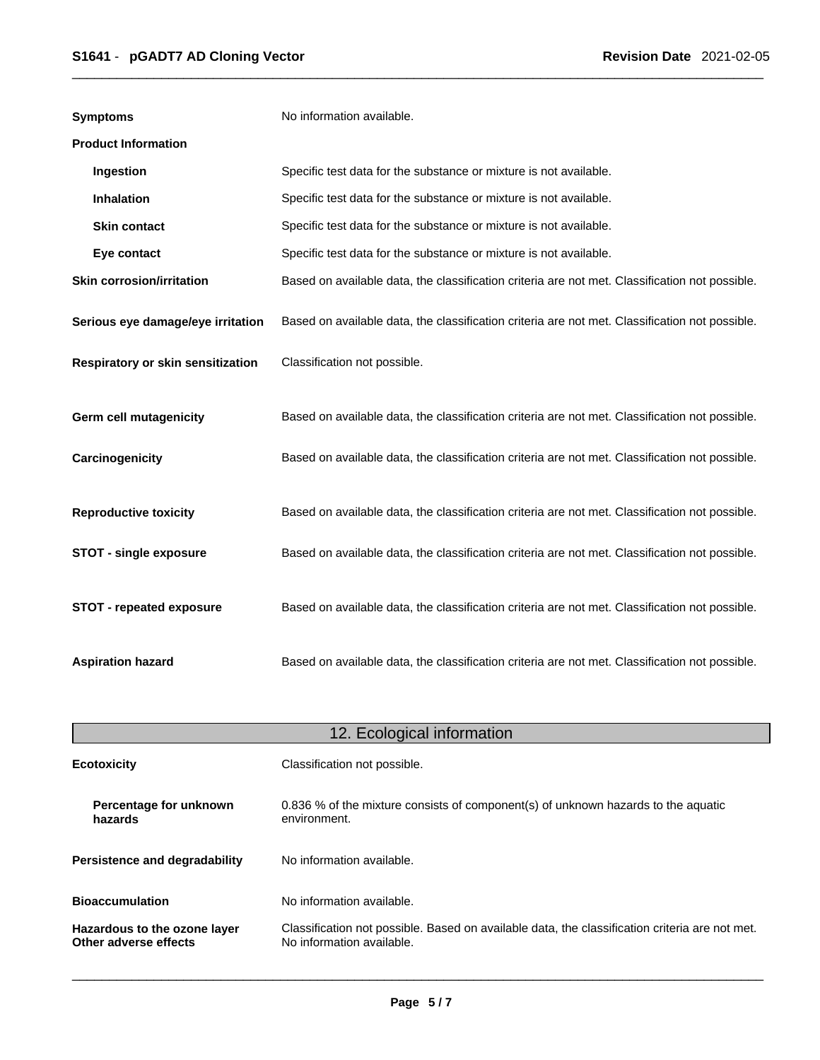| | |
|---|---|
| **Symptoms** | No information available. |
| **Product Information** | |
| **Ingestion** | Specific test data for the substance or mixture is not available. |
| **Inhalation** | Specific test data for the substance or mixture is not available. |
| **Skin contact** | Specific test data for the substance or mixture is not available. |
| **Eye contact** | Specific test data for the substance or mixture is not available. |
| **Skin corrosion/irritation** | Based on available data, the classification criteria are not met. Classification not possible. |
| **Serious eye damage/eye irritation** | Based on available data, the classification criteria are not met. Classification not possible. |
| **Respiratory or skin sensitization** | Classification not possible. |
| **Germ cell mutagenicity** | Based on available data, the classification criteria are not met. Classification not possible. |
| **Carcinogenicity** | Based on available data, the classification criteria are not met. Classification not possible. |
| **Reproductive toxicity** | Based on available data, the classification criteria are not met. Classification not possible. |
| **STOT - single exposure** | Based on available data, the classification criteria are not met. Classification not possible. |
| **STOT - repeated exposure** | Based on available data, the classification criteria are not met. Classification not possible. |
| **Aspiration hazard** | Based on available data, the classification criteria are not met. Classification not possible. |

## 12. Ecological information

| | |
|---|---|
| **Ecotoxicity** | Classification not possible. |
| **Percentage for unknown hazards** | 0.836 % of the mixture consists of component(s) of unknown hazards to the aquatic environment. |
| **Persistence and degradability** | No information available. |
| **Bioaccumulation** | No information available. |
| **Hazardous to the ozone layer** | Classification not possible. Based on available data, the classification criteria are not met. |
| **Other adverse effects** | No information available. |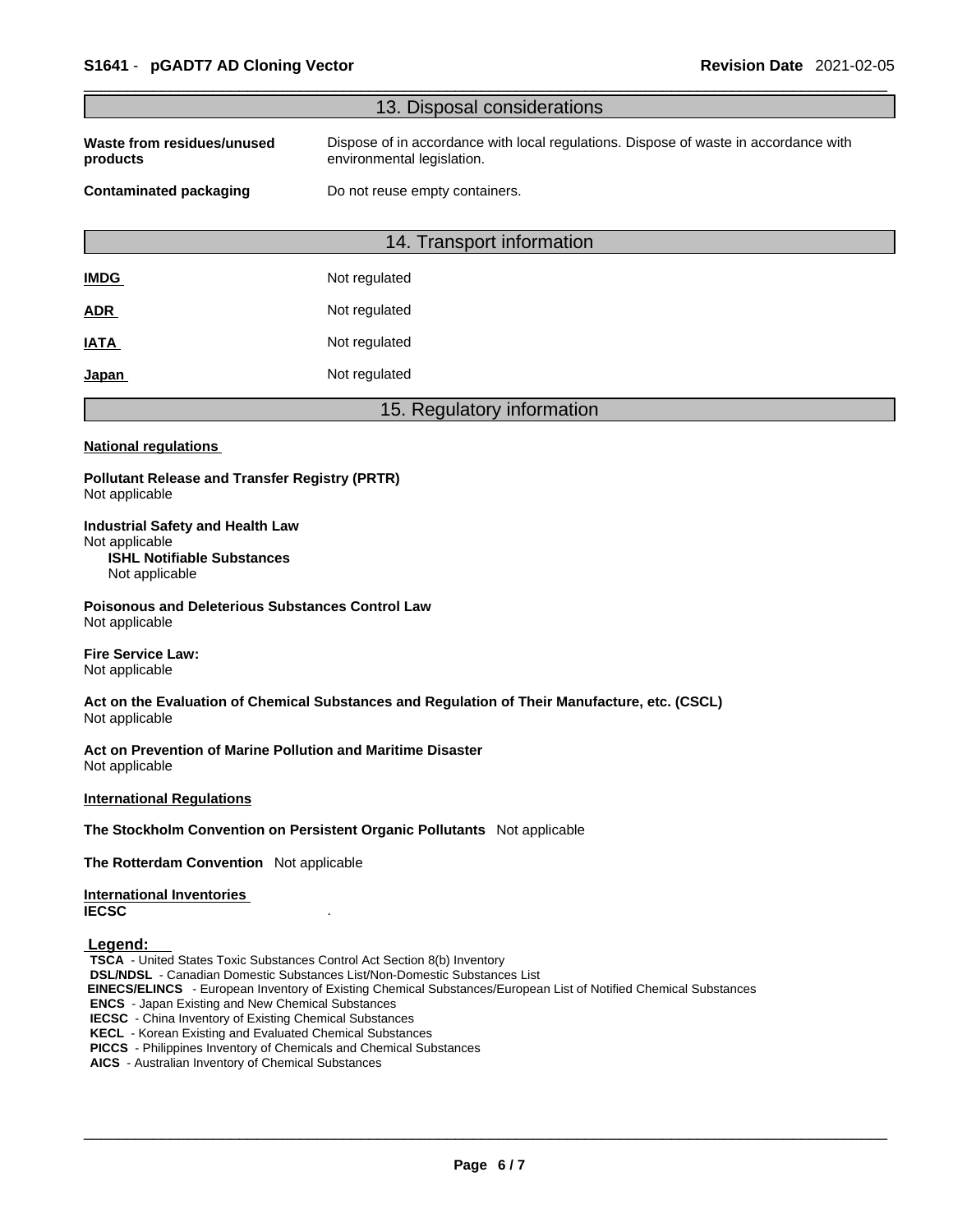## 13. Disposal considerations

| | |
|---|---|
| **Waste from residues/unused products** | Dispose of in accordance with local regulations. Dispose of waste in accordance with environmental legislation. |
| **Contaminated packaging** | Do not reuse empty containers. |

## 14. Transport information

| | |
|---|---|
| **IMDG** | Not regulated |
| **ADR** | Not regulated |
| **IATA** | Not regulated |
| **Japan** | Not regulated |

## 15. Regulatory information

**National regulations**

**Pollutant Release and Transfer Registry (PRTR)**
Not applicable

**Industrial Safety and Health Law**
Not applicable

**ISHL Notifiable Substances**
Not applicable

**Poisonous and Deleterious Substances Control Law**
Not applicable

**Fire Service Law:**
Not applicable

**Act on the Evaluation of Chemical Substances and Regulation of Their Manufacture, etc. (CSCL)**
Not applicable

**Act on Prevention of Marine Pollution and Maritime Disaster**
Not applicable

**International Regulations**

**The Stockholm Convention on Persistent Organic Pollutants** Not applicable

**The Rotterdam Convention** Not applicable

**International Inventories**

**IECSC** .

**Legend:**

**TSCA** - United States Toxic Substances Control Act Section 8(b) Inventory
**DSL/NDSL** - Canadian Domestic Substances List/Non-Domestic Substances List
**EINECS/ELINCS** - European Inventory of Existing Chemical Substances/European List of Notified Chemical Substances
**ENCS** - Japan Existing and New Chemical Substances
**IECSC** - China Inventory of Existing Chemical Substances
**KECL** - Korean Existing and Evaluated Chemical Substances
**PICCS** - Philippines Inventory of Chemicals and Chemical Substances
**AICS** - Australian Inventory of Chemical Substances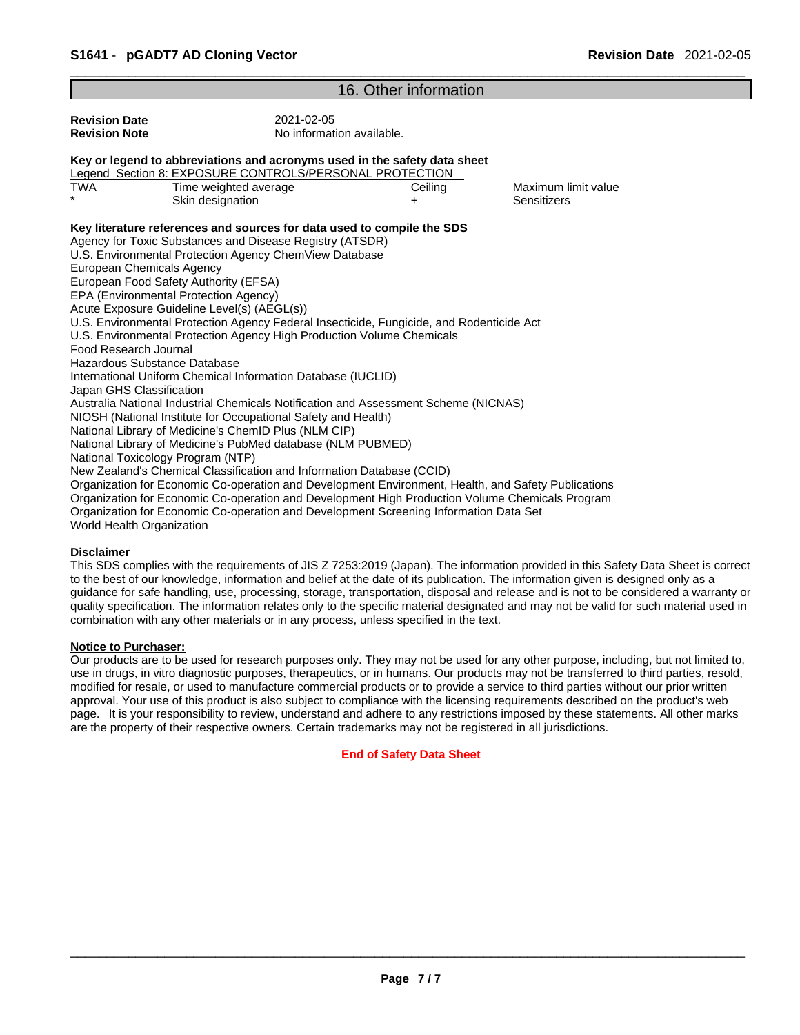## 16. Other information

**Revision Date** 2021-02-05
**Revision Note** No information available.

**Key or legend to abbreviations and acronyms used in the safety data sheet**

Legend Section 8: EXPOSURE CONTROLS/PERSONAL PROTECTION

| | | | |
|---|---|---|---|
| TWA | Time weighted average | Ceiling | Maximum limit value |
| * | Skin designation | + | Sensitizers |

**Key literature references and sources for data used to compile the SDS**

Agency for Toxic Substances and Disease Registry (ATSDR)
U.S. Environmental Protection Agency ChemView Database
European Chemicals Agency
European Food Safety Authority (EFSA)
EPA (Environmental Protection Agency)
Acute Exposure Guideline Level(s) (AEGL(s))
U.S. Environmental Protection Agency Federal Insecticide, Fungicide, and Rodenticide Act
U.S. Environmental Protection Agency High Production Volume Chemicals
Food Research Journal
Hazardous Substance Database
International Uniform Chemical Information Database (IUCLID)
Japan GHS Classification
Australia National Industrial Chemicals Notification and Assessment Scheme (NICNAS)
NIOSH (National Institute for Occupational Safety and Health)
National Library of Medicine's ChemID Plus (NLM CIP)
National Library of Medicine's PubMed database (NLM PUBMED)
National Toxicology Program (NTP)
New Zealand's Chemical Classification and Information Database (CCID)
Organization for Economic Co-operation and Development Environment, Health, and Safety Publications
Organization for Economic Co-operation and Development High Production Volume Chemicals Program
Organization for Economic Co-operation and Development Screening Information Data Set
World Health Organization

**Disclaimer**

This SDS complies with the requirements of JIS Z 7253:2019 (Japan). The information provided in this Safety Data Sheet is correct to the best of our knowledge, information and belief at the date of its publication. The information given is designed only as a guidance for safe handling, use, processing, storage, transportation, disposal and release and is not to be considered a warranty or quality specification. The information relates only to the specific material designated and may not be valid for such material used in combination with any other materials or in any process, unless specified in the text.

**Notice to Purchaser:**

Our products are to be used for research purposes only. They may not be used for any other purpose, including, but not limited to, use in drugs, in vitro diagnostic purposes, therapeutics, or in humans. Our products may not be transferred to third parties, resold, modified for resale, or used to manufacture commercial products or to provide a service to third parties without our prior written approval. Your use of this product is also subject to compliance with the licensing requirements described on the product's web page. It is your responsibility to review, understand and adhere to any restrictions imposed by these statements. All other marks are the property of their respective owners. Certain trademarks may not be registered in all jurisdictions.

**End of Safety Data Sheet**